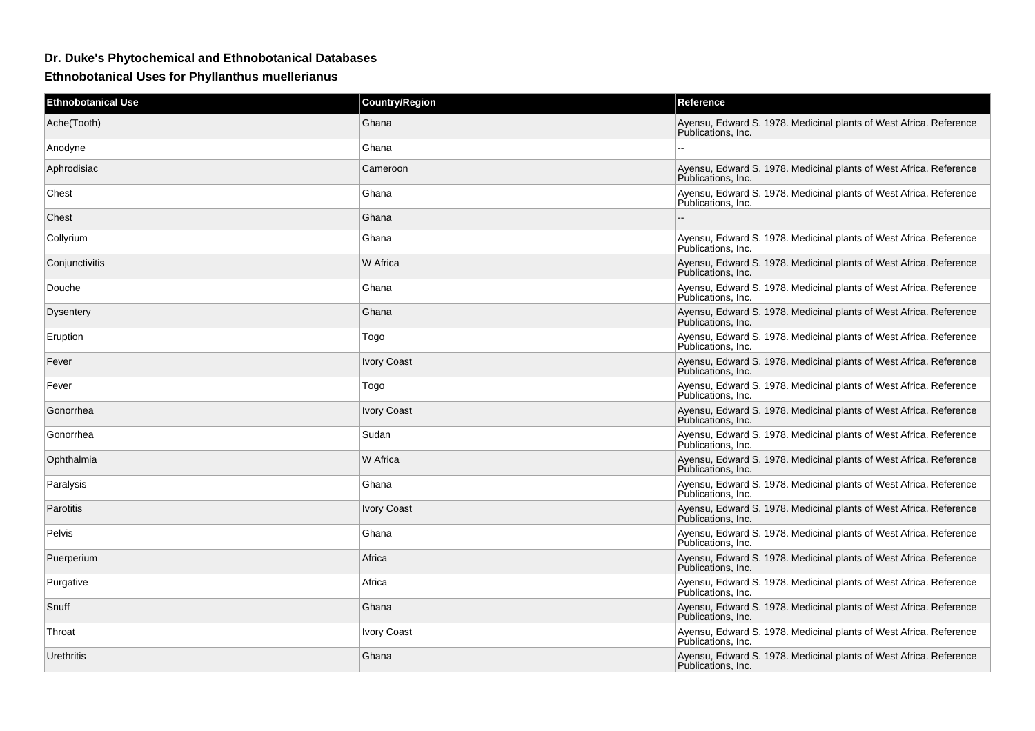## Dr. Duke's Phytochemical and Ethnobotanical Databases

### Ethnobotanical Uses for Phyllanthus muellerianus

| Ethnobotanical Use | Country/Region | Reference |
|---|---|---|
| Ache(Tooth) | Ghana | Ayensu, Edward S. 1978. Medicinal plants of West Africa. Reference Publications, Inc. |
| Anodyne | Ghana | -- |
| Aphrodisiac | Cameroon | Ayensu, Edward S. 1978. Medicinal plants of West Africa. Reference Publications, Inc. |
| Chest | Ghana | Ayensu, Edward S. 1978. Medicinal plants of West Africa. Reference Publications, Inc. |
| Chest | Ghana | -- |
| Collyrium | Ghana | Ayensu, Edward S. 1978. Medicinal plants of West Africa. Reference Publications, Inc. |
| Conjunctivitis | W Africa | Ayensu, Edward S. 1978. Medicinal plants of West Africa. Reference Publications, Inc. |
| Douche | Ghana | Ayensu, Edward S. 1978. Medicinal plants of West Africa. Reference Publications, Inc. |
| Dysentery | Ghana | Ayensu, Edward S. 1978. Medicinal plants of West Africa. Reference Publications, Inc. |
| Eruption | Togo | Ayensu, Edward S. 1978. Medicinal plants of West Africa. Reference Publications, Inc. |
| Fever | Ivory Coast | Ayensu, Edward S. 1978. Medicinal plants of West Africa. Reference Publications, Inc. |
| Fever | Togo | Ayensu, Edward S. 1978. Medicinal plants of West Africa. Reference Publications, Inc. |
| Gonorrhea | Ivory Coast | Ayensu, Edward S. 1978. Medicinal plants of West Africa. Reference Publications, Inc. |
| Gonorrhea | Sudan | Ayensu, Edward S. 1978. Medicinal plants of West Africa. Reference Publications, Inc. |
| Ophthalmia | W Africa | Ayensu, Edward S. 1978. Medicinal plants of West Africa. Reference Publications, Inc. |
| Paralysis | Ghana | Ayensu, Edward S. 1978. Medicinal plants of West Africa. Reference Publications, Inc. |
| Parotitis | Ivory Coast | Ayensu, Edward S. 1978. Medicinal plants of West Africa. Reference Publications, Inc. |
| Pelvis | Ghana | Ayensu, Edward S. 1978. Medicinal plants of West Africa. Reference Publications, Inc. |
| Puerperium | Africa | Ayensu, Edward S. 1978. Medicinal plants of West Africa. Reference Publications, Inc. |
| Purgative | Africa | Ayensu, Edward S. 1978. Medicinal plants of West Africa. Reference Publications, Inc. |
| Snuff | Ghana | Ayensu, Edward S. 1978. Medicinal plants of West Africa. Reference Publications, Inc. |
| Throat | Ivory Coast | Ayensu, Edward S. 1978. Medicinal plants of West Africa. Reference Publications, Inc. |
| Urethritis | Ghana | Ayensu, Edward S. 1978. Medicinal plants of West Africa. Reference Publications, Inc. |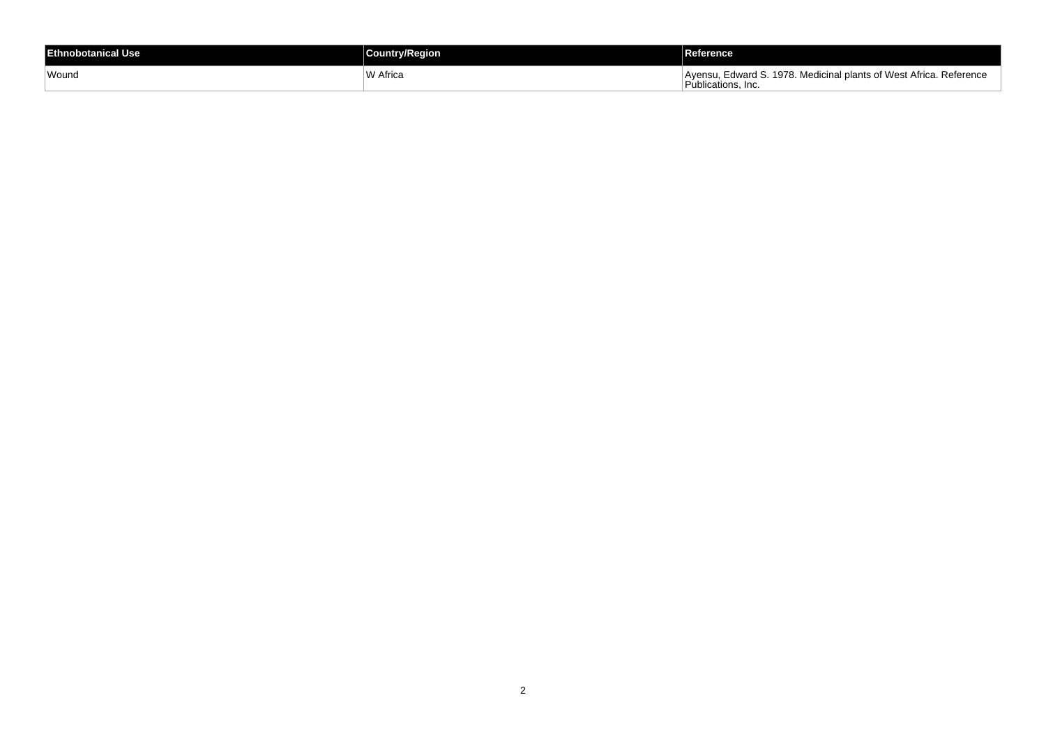| Ethnobotanical Use | Country/Region | Reference |
| --- | --- | --- |
| Wound | W Africa | Ayensu, Edward S. 1978. Medicinal plants of West Africa. Reference Publications, Inc. |